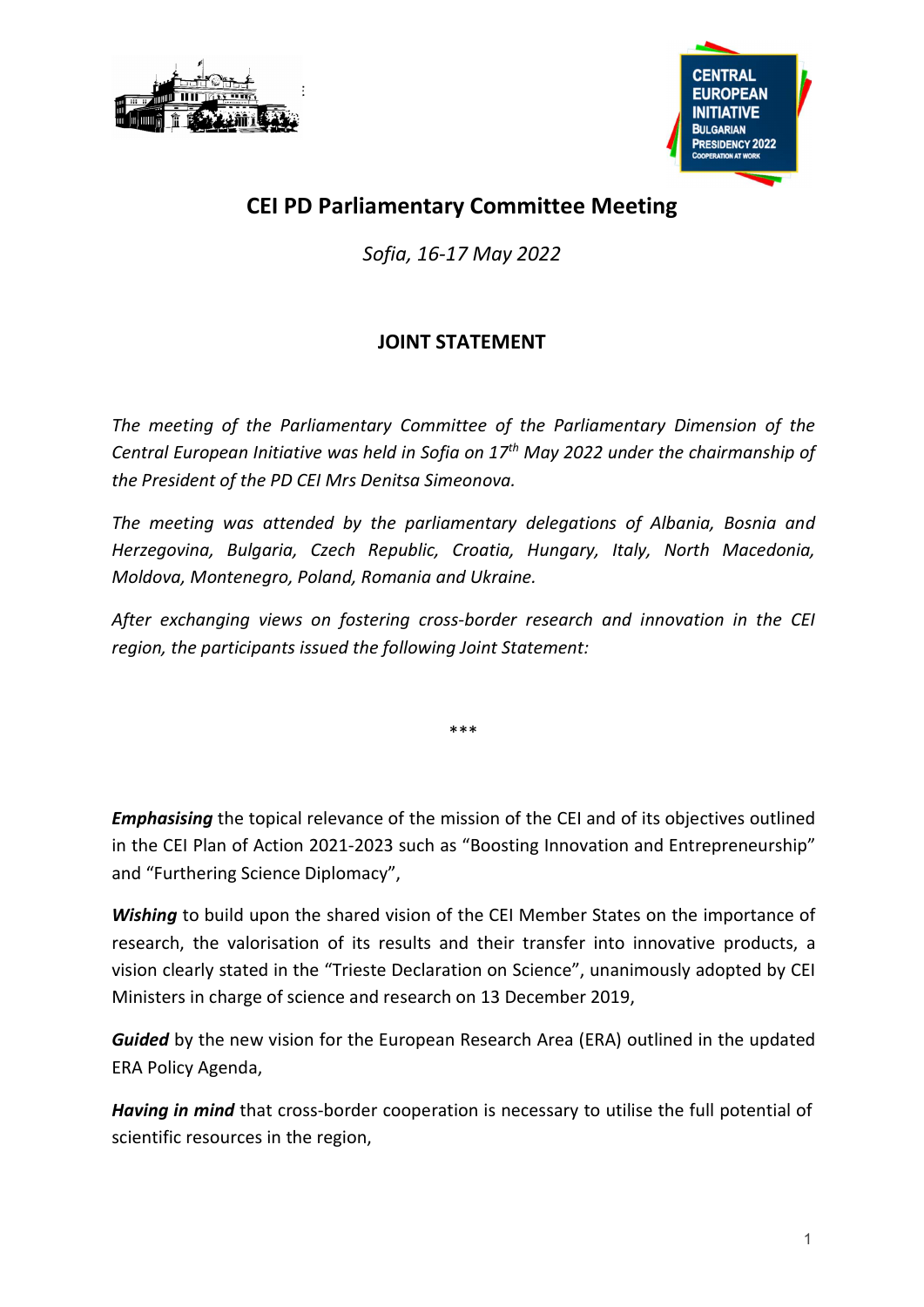# CEI PD Parliamentary Committee Meeting

*Sofia, 16-17 May 2022*

## JOINT STATEMENT

*The meeting of the Parliamentary Committee of the Parliamentary Dimension of the Central European Initiative was held in Sofia on 17th May 2022 under the chairmanship of the President of the PD CEI Mrs Denitsa Simeonova.*

*The meeting was attended by the parliamentary delegations of Albania, Bosnia and Herzegovina, Bulgaria, Czech Republic, Croatia, Hungary, Italy, North Macedonia, Moldova, Montenegro, Poland, Romania and Ukraine.*

*After exchanging views on fostering cross-border research and innovation in the CEI region, the participants issued the following Joint Statement:*

\*\*\*

***Emphasising*** the topical relevance of the mission of the CEI and of its objectives outlined in the CEI Plan of Action 2021-2023 such as "Boosting Innovation and Entrepreneurship" and "Furthering Science Diplomacy",

***Wishing*** to build upon the shared vision of the CEI Member States on the importance of research, the valorisation of its results and their transfer into innovative products, a vision clearly stated in the "Trieste Declaration on Science", unanimously adopted by CEI Ministers in charge of science and research on 13 December 2019,

***Guided*** by the new vision for the European Research Area (ERA) outlined in the updated ERA Policy Agenda,

***Having in mind*** that cross-border cooperation is necessary to utilise the full potential of scientific resources in the region,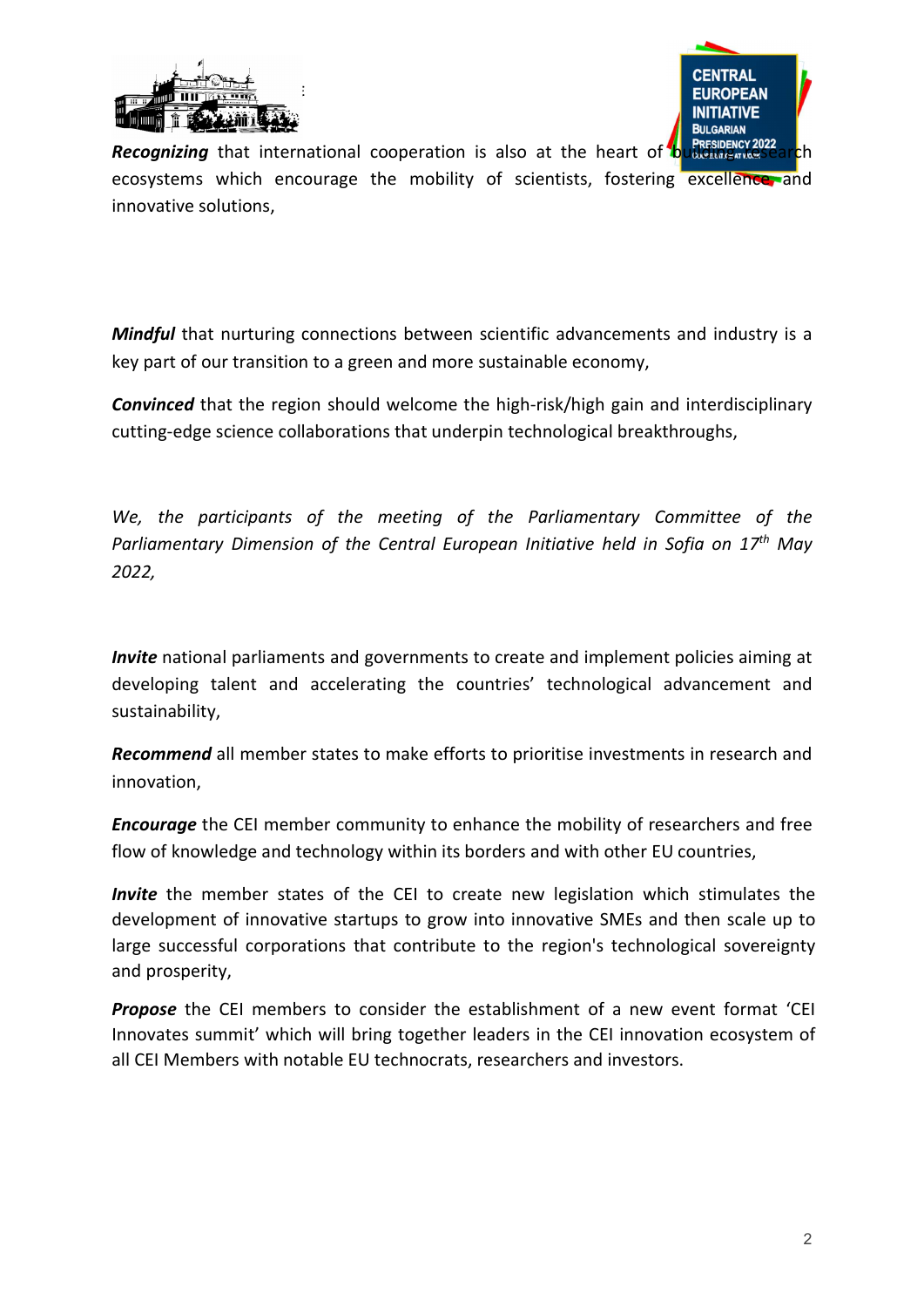***Recognizing*** that international cooperation is also at the heart of building research ecosystems which encourage the mobility of scientists, fostering excellence and innovative solutions,

***Mindful*** that nurturing connections between scientific advancements and industry is a key part of our transition to a green and more sustainable economy,

***Convinced*** that the region should welcome the high-risk/high gain and interdisciplinary cutting-edge science collaborations that underpin technological breakthroughs,

*We, the participants of the meeting of the Parliamentary Committee of the Parliamentary Dimension of the Central European Initiative held in Sofia on 17th May 2022,*

***Invite*** national parliaments and governments to create and implement policies aiming at developing talent and accelerating the countries' technological advancement and sustainability,

***Recommend*** all member states to make efforts to prioritise investments in research and innovation,

***Encourage*** the CEI member community to enhance the mobility of researchers and free flow of knowledge and technology within its borders and with other EU countries,

***Invite*** the member states of the CEI to create new legislation which stimulates the development of innovative startups to grow into innovative SMEs and then scale up to large successful corporations that contribute to the region's technological sovereignty and prosperity,

***Propose*** the CEI members to consider the establishment of a new event format 'CEI Innovates summit' which will bring together leaders in the CEI innovation ecosystem of all CEI Members with notable EU technocrats, researchers and investors.